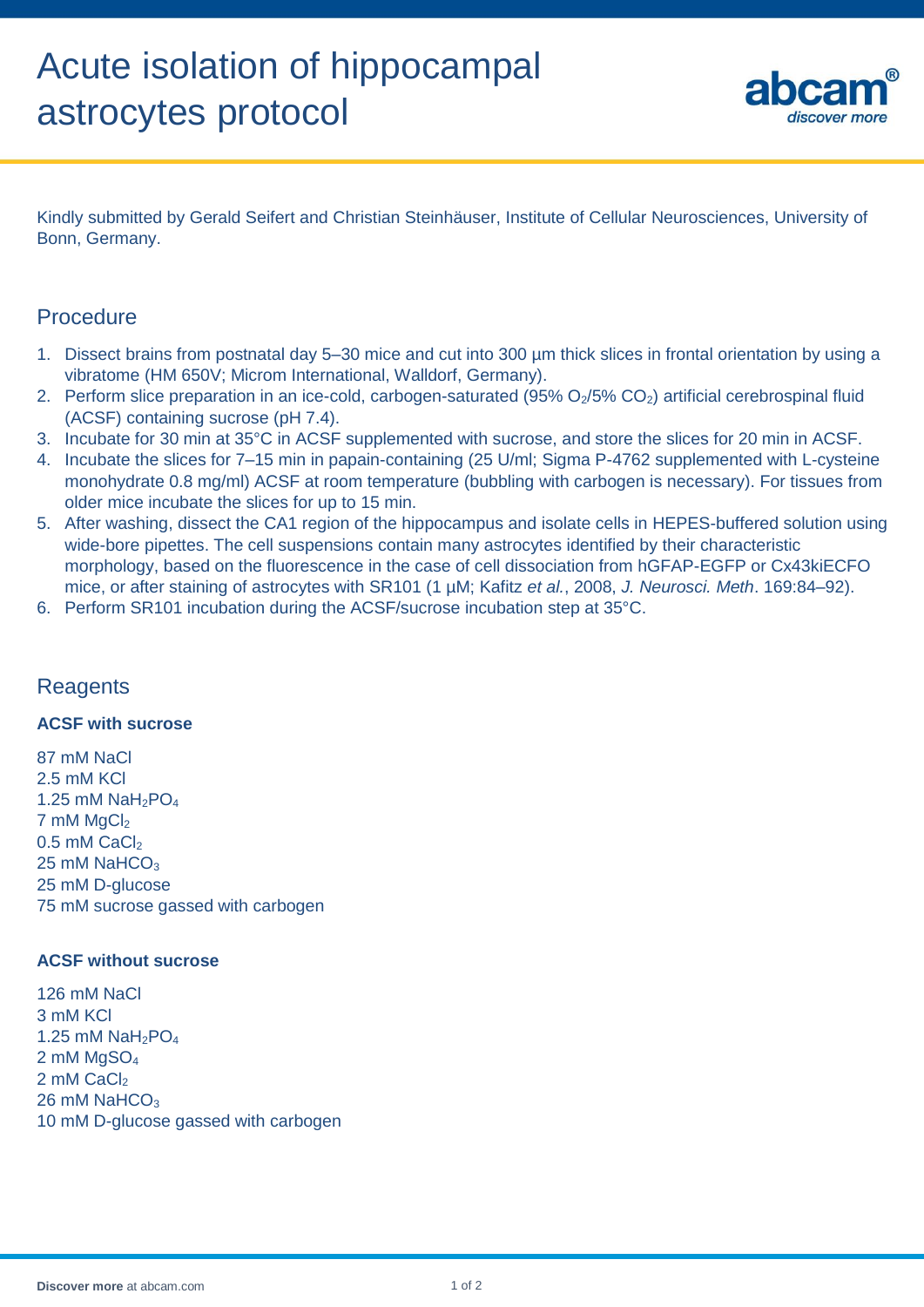# Acute isolation of hippocampal astrocytes protocol

Kindly submitted by Gerald Seifert and Christian Steinhäuser, Institute of Cellular Neurosciences, University of Bonn, Germany.

## Procedure

1. Dissect brains from postnatal day 5–30 mice and cut into 300 µm thick slices in frontal orientation by using a vibratome (HM 650V; Microm International, Walldorf, Germany).
2. Perform slice preparation in an ice-cold, carbogen-saturated (95% $O_2$/5% $CO_2$) artificial cerebrospinal fluid (ACSF) containing sucrose (pH 7.4).
3. Incubate for 30 min at 35°C in ACSF supplemented with sucrose, and store the slices for 20 min in ACSF.
4. Incubate the slices for 7–15 min in papain-containing (25 U/ml; Sigma P-4762 supplemented with L-cysteine monohydrate 0.8 mg/ml) ACSF at room temperature (bubbling with carbogen is necessary). For tissues from older mice incubate the slices for up to 15 min.
5. After washing, dissect the CA1 region of the hippocampus and isolate cells in HEPES-buffered solution using wide-bore pipettes. The cell suspensions contain many astrocytes identified by their characteristic morphology, based on the fluorescence in the case of cell dissociation from hGFAP-EGFP or Cx43kiECFO mice, or after staining of astrocytes with SR101 (1 µM; Kafitz *et al.*, 2008, *J. Neurosci. Meth*. 169:84–92).
6. Perform SR101 incubation during the ACSF/sucrose incubation step at 35°C.

## Reagents

**ACSF with sucrose**

87 mM NaCl
2.5 mM KCl
1.25 mM $NaH_2PO_4$
7 mM $MgCl_2$
0.5 mM $CaCl_2$
25 mM $NaHCO_3$
25 mM D-glucose
75 mM sucrose gassed with carbogen

**ACSF without sucrose**

126 mM NaCl
3 mM KCl
1.25 mM $NaH_2PO_4$
2 mM $MgSO_4$
2 mM $CaCl_2$
26 mM $NaHCO_3$
10 mM D-glucose gassed with carbogen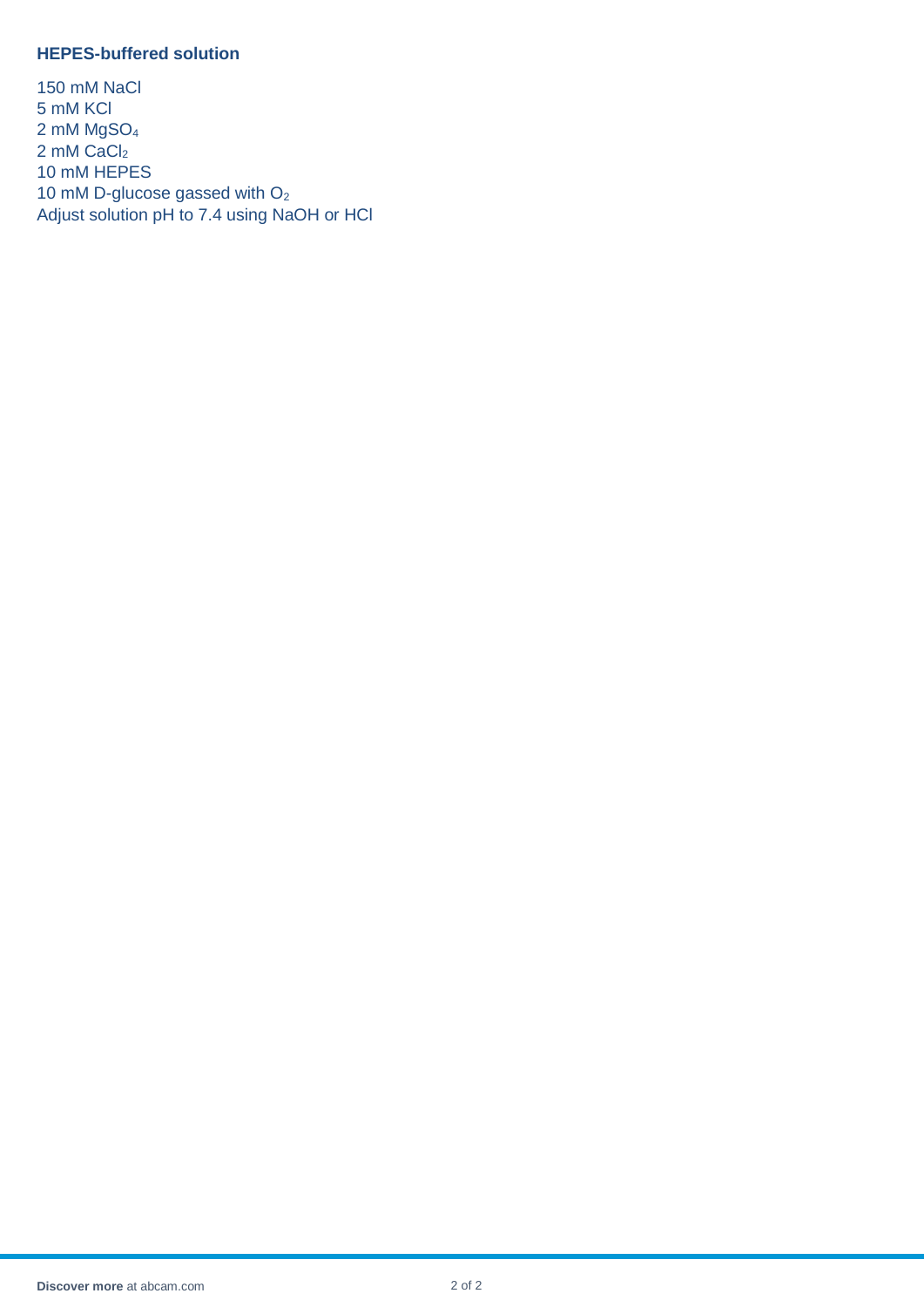### HEPES-buffered solution

150 mM NaCl
5 mM KCl
2 mM $MgSO_4$
2 mM $CaCl_2$
10 mM HEPES
10 mM D-glucose gassed with $O_2$
Adjust solution pH to 7.4 using NaOH or HCl